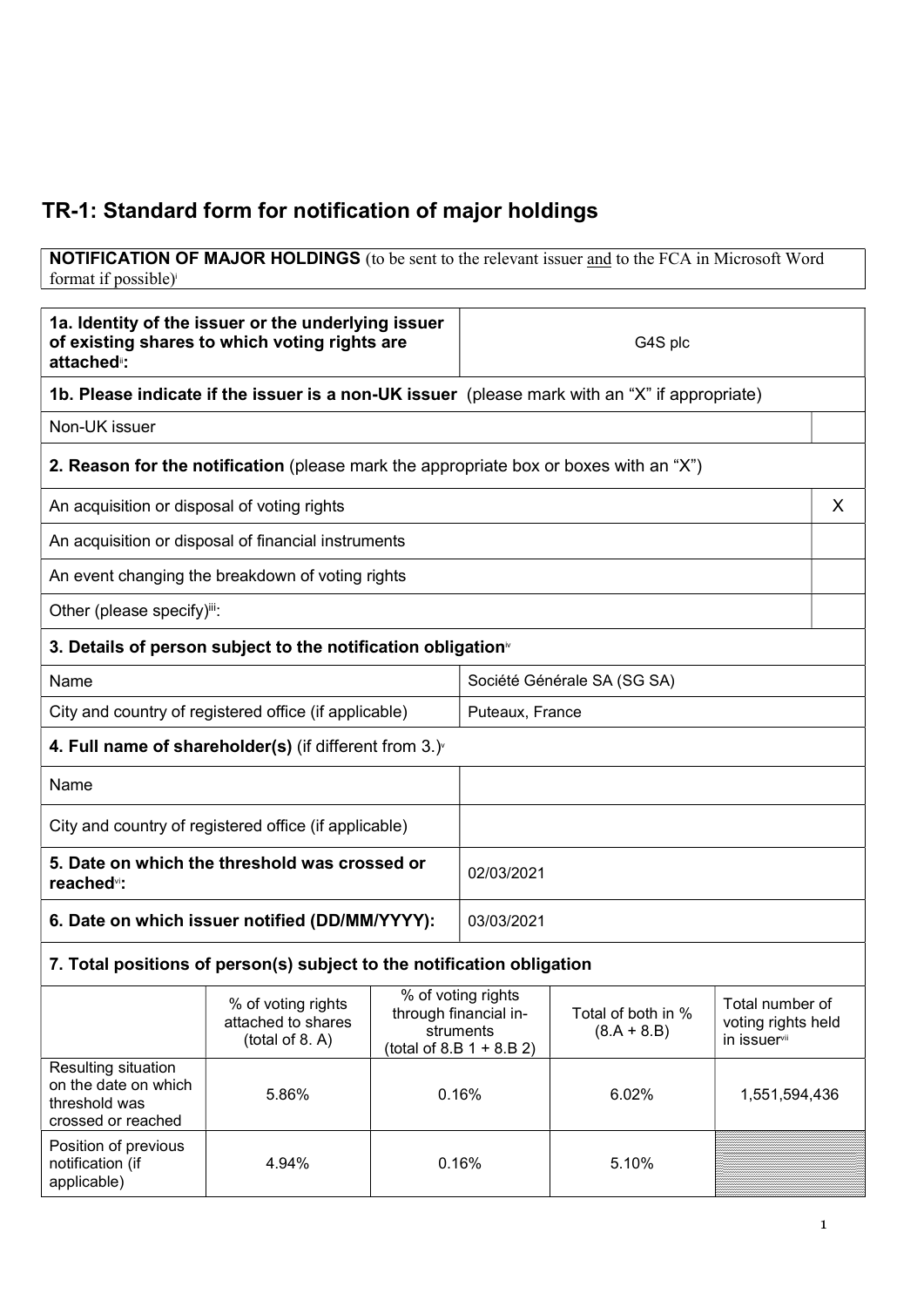# TR-1: Standard form for notification of major holdings

**NOTIFICATION OF MAJOR HOLDINGS** (to be sent to the relevant issuer and to the FCA in Microsoft Word format if possible)[i]

| | |
|---|---|
| **1a. Identity of the issuer or the underlying issuer of existing shares to which voting rights are attached**[ii]**:** | G4S plc |

**1b. Please indicate if the issuer is a non-UK issuer** (please mark with an "X" if appropriate)

| | |
|---|---|
| Non-UK issuer | |

**2. Reason for the notification** (please mark the appropriate box or boxes with an "X")

| | |
|---|---|
| An acquisition or disposal of voting rights | X |
| An acquisition or disposal of financial instruments | |
| An event changing the breakdown of voting rights | |
| Other (please specify)[iii]: | |

**3. Details of person subject to the notification obligation**[iv]

| | |
|---|---|
| Name | Société Générale SA (SG SA) |
| City and country of registered office (if applicable) | Puteaux, France |

**4. Full name of shareholder(s)** (if different from 3.)[v]

| | |
|---|---|
| Name | |
| City and country of registered office (if applicable) | |

| | |
|---|---|
| **5. Date on which the threshold was crossed or reached**[vi]**:** | 02/03/2021 |
| **6. Date on which issuer notified (DD/MM/YYYY):** | 03/03/2021 |

**7. Total positions of person(s) subject to the notification obligation**

| | % of voting rights attached to shares (total of 8. A) | % of voting rights through financial instruments (total of 8.B 1 + 8.B 2) | Total of both in % (8.A + 8.B) | Total number of voting rights held in issuer[vii] |
|---|---|---|---|---|
| Resulting situation on the date on which threshold was crossed or reached | 5.86% | 0.16% | 6.02% | 1,551,594,436 |
| Position of previous notification (if applicable) | 4.94% | 0.16% | 5.10% | |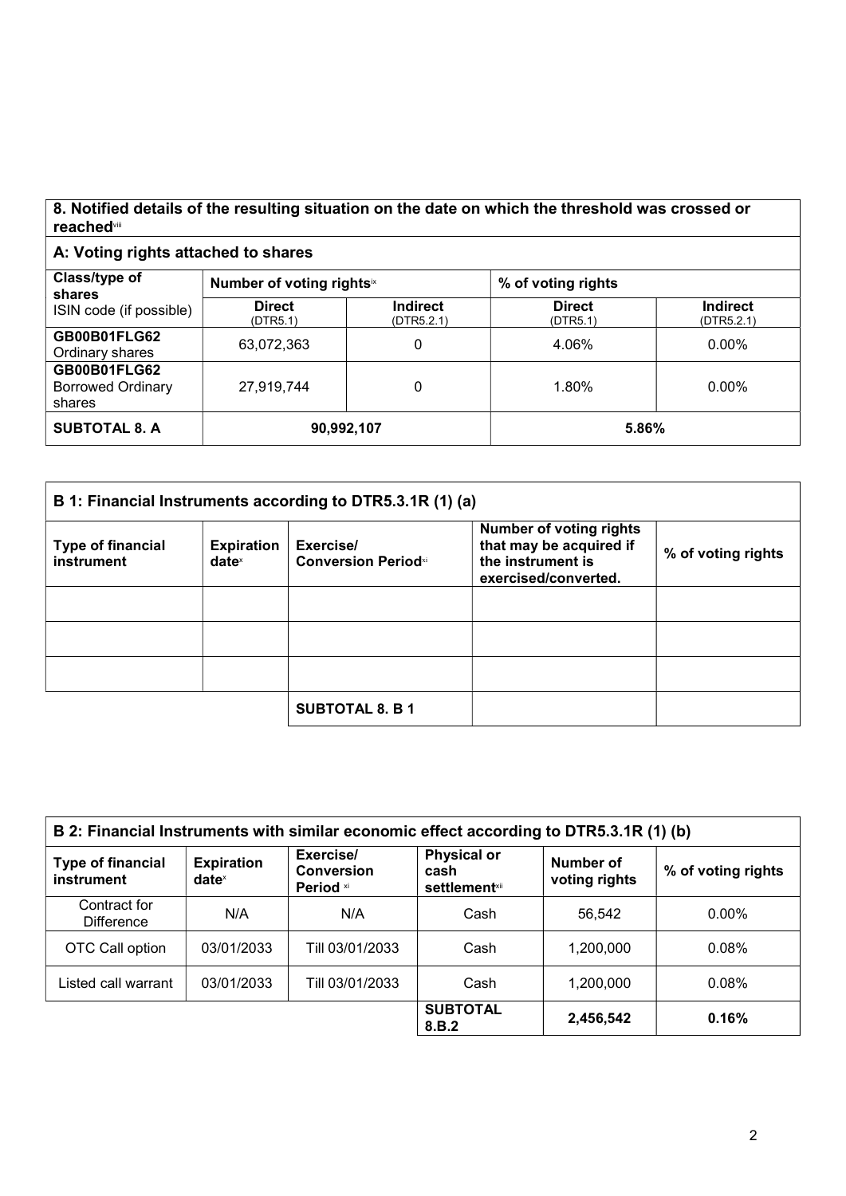## 8. Notified details of the resulting situation on the date on which the threshold was crossed or reached[viii]

### A: Voting rights attached to shares

| Class/type of shares<br>ISIN code (if possible) | Number of voting rights[ix] | | % of voting rights | |
|---|---|---|---|---|
| | Direct (DTR5.1) | Indirect (DTR5.2.1) | Direct (DTR5.1) | Indirect (DTR5.2.1) |
| **GB00B01FLG62** Ordinary shares | 63,072,363 | 0 | 4.06% | 0.00% |
| **GB00B01FLG62** Borrowed Ordinary shares | 27,919,744 | 0 | 1.80% | 0.00% |
| **SUBTOTAL 8. A** | **90,992,107** | | **5.86%** | |

### B 1: Financial Instruments according to DTR5.3.1R (1) (a)

| Type of financial instrument | Expiration date[x] | Exercise/ Conversion Period[xi] | Number of voting rights that may be acquired if the instrument is exercised/converted. | % of voting rights |
|---|---|---|---|---|
| | | | | |
| | | | | |
| | | | | |
| | | **SUBTOTAL 8. B 1** | | |

### B 2: Financial Instruments with similar economic effect according to DTR5.3.1R (1) (b)

| Type of financial instrument | Expiration date[x] | Exercise/ Conversion Period[xi] | Physical or cash settlement[xii] | Number of voting rights | % of voting rights |
|---|---|---|---|---|---|
| Contract for Difference | N/A | N/A | Cash | 56,542 | 0.00% |
| OTC Call option | 03/01/2033 | Till 03/01/2033 | Cash | 1,200,000 | 0.08% |
| Listed call warrant | 03/01/2033 | Till 03/01/2033 | Cash | 1,200,000 | 0.08% |
| | | | **SUBTOTAL 8.B.2** | **2,456,542** | **0.16%** |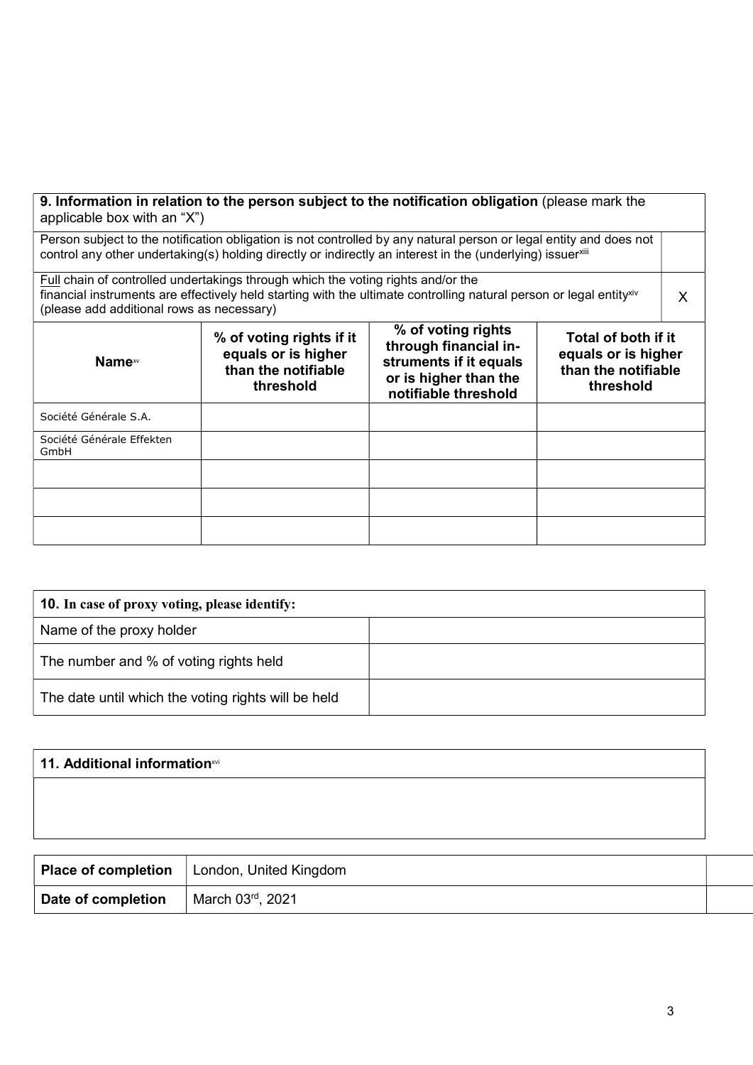| **9. Information in relation to the person subject to the notification obligation** (please mark the applicable box with an "X") | |
|---|---|
| Person subject to the notification obligation is not controlled by any natural person or legal entity and does not control any other undertaking(s) holding directly or indirectly an interest in the (underlying) issuer[xiii] | |
| Full chain of controlled undertakings through which the voting rights and/or the financial instruments are effectively held starting with the ultimate controlling natural person or legal entity[xiv] (please add additional rows as necessary) | X |

| **Name**[xv] | **% of voting rights if it equals or is higher than the notifiable threshold** | **% of voting rights through financial instruments if it equals or is higher than the notifiable threshold** | **Total of both if it equals or is higher than the notifiable threshold** |
|---|---|---|---|
| Société Générale S.A. | | | |
| Société Générale Effekten GmbH | | | |
| | | | |
| | | | |
| | | | |

| **10. In case of proxy voting, please identify:** | |
|---|---|
| Name of the proxy holder | |
| The number and % of voting rights held | |
| The date until which the voting rights will be held | |

| **11. Additional information**[xvi] |
|---|
| |

| | |
|---|---|
| **Place of completion** | London, United Kingdom |
| **Date of completion** | March 03rd, 2021 |